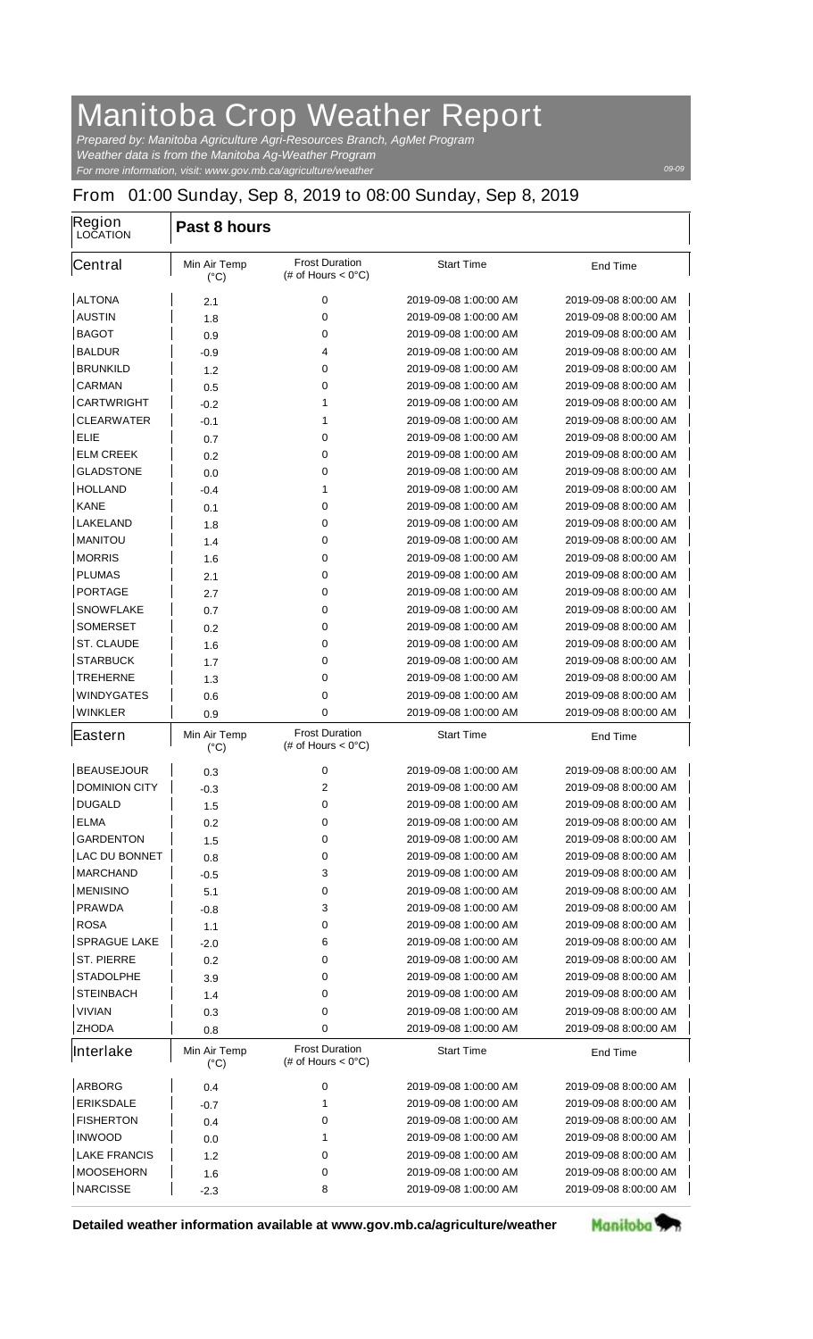# Manitoba Crop Weather Report

*Prepared by: Manitoba Agriculture Agri-Resources Branch, AgMet Program*
*Weather data is from the Manitoba Ag-Weather Program*
*For more information, visit: www.gov.mb.ca/agriculture/weather*

*09-09*

## From 01:00 Sunday, Sep 8, 2019 to 08:00 Sunday, Sep 8, 2019

| Region LOCATION | Past 8 hours | | | |
|---|---|---|---|---|
| **Central** | Min Air Temp (°C) | Frost Duration (# of Hours < 0°C) | Start Time | End Time |
| ALTONA | 2.1 | 0 | 2019-09-08 1:00:00 AM | 2019-09-08 8:00:00 AM |
| AUSTIN | 1.8 | 0 | 2019-09-08 1:00:00 AM | 2019-09-08 8:00:00 AM |
| BAGOT | 0.9 | 0 | 2019-09-08 1:00:00 AM | 2019-09-08 8:00:00 AM |
| BALDUR | -0.9 | 4 | 2019-09-08 1:00:00 AM | 2019-09-08 8:00:00 AM |
| BRUNKILD | 1.2 | 0 | 2019-09-08 1:00:00 AM | 2019-09-08 8:00:00 AM |
| CARMAN | 0.5 | 0 | 2019-09-08 1:00:00 AM | 2019-09-08 8:00:00 AM |
| CARTWRIGHT | -0.2 | 1 | 2019-09-08 1:00:00 AM | 2019-09-08 8:00:00 AM |
| CLEARWATER | -0.1 | 1 | 2019-09-08 1:00:00 AM | 2019-09-08 8:00:00 AM |
| ELIE | 0.7 | 0 | 2019-09-08 1:00:00 AM | 2019-09-08 8:00:00 AM |
| ELM CREEK | 0.2 | 0 | 2019-09-08 1:00:00 AM | 2019-09-08 8:00:00 AM |
| GLADSTONE | 0.0 | 0 | 2019-09-08 1:00:00 AM | 2019-09-08 8:00:00 AM |
| HOLLAND | -0.4 | 1 | 2019-09-08 1:00:00 AM | 2019-09-08 8:00:00 AM |
| KANE | 0.1 | 0 | 2019-09-08 1:00:00 AM | 2019-09-08 8:00:00 AM |
| LAKELAND | 1.8 | 0 | 2019-09-08 1:00:00 AM | 2019-09-08 8:00:00 AM |
| MANITOU | 1.4 | 0 | 2019-09-08 1:00:00 AM | 2019-09-08 8:00:00 AM |
| MORRIS | 1.6 | 0 | 2019-09-08 1:00:00 AM | 2019-09-08 8:00:00 AM |
| PLUMAS | 2.1 | 0 | 2019-09-08 1:00:00 AM | 2019-09-08 8:00:00 AM |
| PORTAGE | 2.7 | 0 | 2019-09-08 1:00:00 AM | 2019-09-08 8:00:00 AM |
| SNOWFLAKE | 0.7 | 0 | 2019-09-08 1:00:00 AM | 2019-09-08 8:00:00 AM |
| SOMERSET | 0.2 | 0 | 2019-09-08 1:00:00 AM | 2019-09-08 8:00:00 AM |
| ST. CLAUDE | 1.6 | 0 | 2019-09-08 1:00:00 AM | 2019-09-08 8:00:00 AM |
| STARBUCK | 1.7 | 0 | 2019-09-08 1:00:00 AM | 2019-09-08 8:00:00 AM |
| TREHERNE | 1.3 | 0 | 2019-09-08 1:00:00 AM | 2019-09-08 8:00:00 AM |
| WINDYGATES | 0.6 | 0 | 2019-09-08 1:00:00 AM | 2019-09-08 8:00:00 AM |
| WINKLER | 0.9 | 0 | 2019-09-08 1:00:00 AM | 2019-09-08 8:00:00 AM |
| **Eastern** | Min Air Temp (°C) | Frost Duration (# of Hours < 0°C) | Start Time | End Time |
| BEAUSEJOUR | 0.3 | 0 | 2019-09-08 1:00:00 AM | 2019-09-08 8:00:00 AM |
| DOMINION CITY | -0.3 | 2 | 2019-09-08 1:00:00 AM | 2019-09-08 8:00:00 AM |
| DUGALD | 1.5 | 0 | 2019-09-08 1:00:00 AM | 2019-09-08 8:00:00 AM |
| ELMA | 0.2 | 0 | 2019-09-08 1:00:00 AM | 2019-09-08 8:00:00 AM |
| GARDENTON | 1.5 | 0 | 2019-09-08 1:00:00 AM | 2019-09-08 8:00:00 AM |
| LAC DU BONNET | 0.8 | 0 | 2019-09-08 1:00:00 AM | 2019-09-08 8:00:00 AM |
| MARCHAND | -0.5 | 3 | 2019-09-08 1:00:00 AM | 2019-09-08 8:00:00 AM |
| MENISINO | 5.1 | 0 | 2019-09-08 1:00:00 AM | 2019-09-08 8:00:00 AM |
| PRAWDA | -0.8 | 3 | 2019-09-08 1:00:00 AM | 2019-09-08 8:00:00 AM |
| ROSA | 1.1 | 0 | 2019-09-08 1:00:00 AM | 2019-09-08 8:00:00 AM |
| SPRAGUE LAKE | -2.0 | 6 | 2019-09-08 1:00:00 AM | 2019-09-08 8:00:00 AM |
| ST. PIERRE | 0.2 | 0 | 2019-09-08 1:00:00 AM | 2019-09-08 8:00:00 AM |
| STADOLPHE | 3.9 | 0 | 2019-09-08 1:00:00 AM | 2019-09-08 8:00:00 AM |
| STEINBACH | 1.4 | 0 | 2019-09-08 1:00:00 AM | 2019-09-08 8:00:00 AM |
| VIVIAN | 0.3 | 0 | 2019-09-08 1:00:00 AM | 2019-09-08 8:00:00 AM |
| ZHODA | 0.8 | 0 | 2019-09-08 1:00:00 AM | 2019-09-08 8:00:00 AM |
| **Interlake** | Min Air Temp (°C) | Frost Duration (# of Hours < 0°C) | Start Time | End Time |
| ARBORG | 0.4 | 0 | 2019-09-08 1:00:00 AM | 2019-09-08 8:00:00 AM |
| ERIKSDALE | -0.7 | 1 | 2019-09-08 1:00:00 AM | 2019-09-08 8:00:00 AM |
| FISHERTON | 0.4 | 0 | 2019-09-08 1:00:00 AM | 2019-09-08 8:00:00 AM |
| INWOOD | 0.0 | 1 | 2019-09-08 1:00:00 AM | 2019-09-08 8:00:00 AM |
| LAKE FRANCIS | 1.2 | 0 | 2019-09-08 1:00:00 AM | 2019-09-08 8:00:00 AM |
| MOOSEHORN | 1.6 | 0 | 2019-09-08 1:00:00 AM | 2019-09-08 8:00:00 AM |
| NARCISSE | -2.3 | 8 | 2019-09-08 1:00:00 AM | 2019-09-08 8:00:00 AM |

**Detailed weather information available at www.gov.mb.ca/agriculture/weather**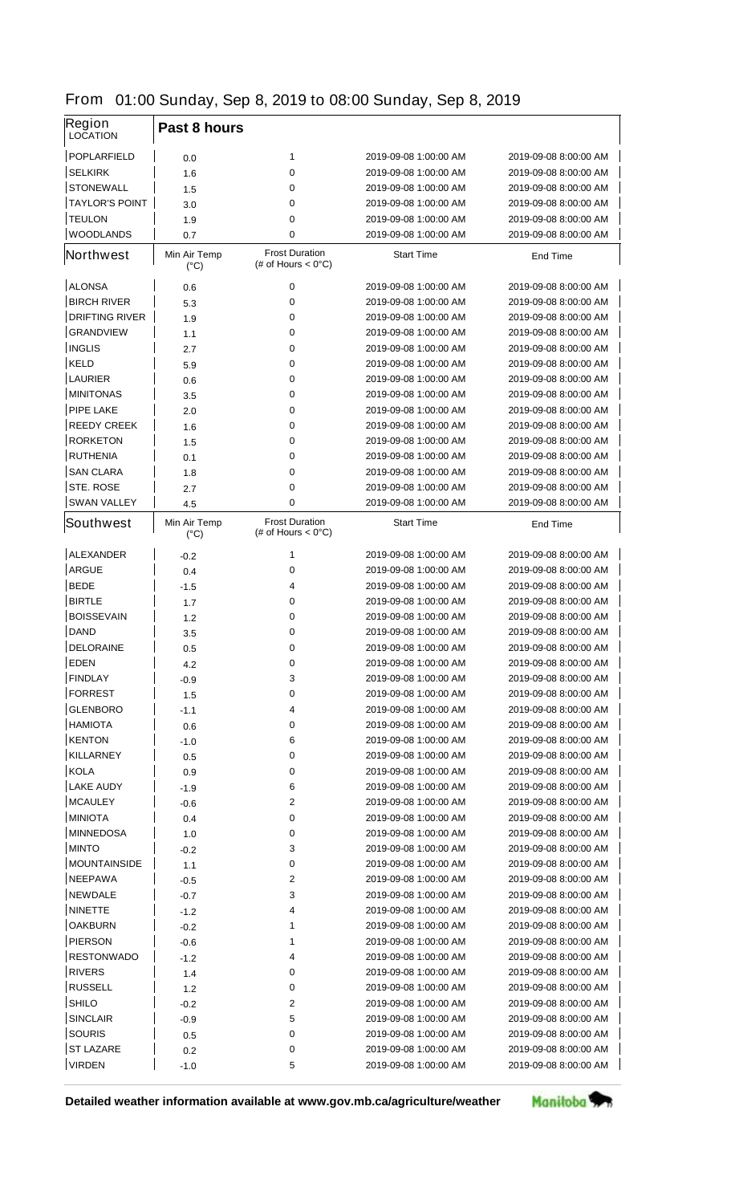From 01:00 Sunday, Sep 8, 2019 to 08:00 Sunday, Sep 8, 2019

| Region LOCATION | Past 8 hours | | | |
|---|---|---|---|---|
| POPLARFIELD | 0.0 | 1 | 2019-09-08 1:00:00 AM | 2019-09-08 8:00:00 AM |
| SELKIRK | 1.6 | 0 | 2019-09-08 1:00:00 AM | 2019-09-08 8:00:00 AM |
| STONEWALL | 1.5 | 0 | 2019-09-08 1:00:00 AM | 2019-09-08 8:00:00 AM |
| TAYLOR'S POINT | 3.0 | 0 | 2019-09-08 1:00:00 AM | 2019-09-08 8:00:00 AM |
| TEULON | 1.9 | 0 | 2019-09-08 1:00:00 AM | 2019-09-08 8:00:00 AM |
| WOODLANDS | 0.7 | 0 | 2019-09-08 1:00:00 AM | 2019-09-08 8:00:00 AM |

| Northwest | Min Air Temp (°C) | Frost Duration (# of Hours < 0°C) | Start Time | End Time |
|---|---|---|---|---|
| ALONSA | 0.6 | 0 | 2019-09-08 1:00:00 AM | 2019-09-08 8:00:00 AM |
| BIRCH RIVER | 5.3 | 0 | 2019-09-08 1:00:00 AM | 2019-09-08 8:00:00 AM |
| DRIFTING RIVER | 1.9 | 0 | 2019-09-08 1:00:00 AM | 2019-09-08 8:00:00 AM |
| GRANDVIEW | 1.1 | 0 | 2019-09-08 1:00:00 AM | 2019-09-08 8:00:00 AM |
| INGLIS | 2.7 | 0 | 2019-09-08 1:00:00 AM | 2019-09-08 8:00:00 AM |
| KELD | 5.9 | 0 | 2019-09-08 1:00:00 AM | 2019-09-08 8:00:00 AM |
| LAURIER | 0.6 | 0 | 2019-09-08 1:00:00 AM | 2019-09-08 8:00:00 AM |
| MINITONAS | 3.5 | 0 | 2019-09-08 1:00:00 AM | 2019-09-08 8:00:00 AM |
| PIPE LAKE | 2.0 | 0 | 2019-09-08 1:00:00 AM | 2019-09-08 8:00:00 AM |
| REEDY CREEK | 1.6 | 0 | 2019-09-08 1:00:00 AM | 2019-09-08 8:00:00 AM |
| RORKETON | 1.5 | 0 | 2019-09-08 1:00:00 AM | 2019-09-08 8:00:00 AM |
| RUTHENIA | 0.1 | 0 | 2019-09-08 1:00:00 AM | 2019-09-08 8:00:00 AM |
| SAN CLARA | 1.8 | 0 | 2019-09-08 1:00:00 AM | 2019-09-08 8:00:00 AM |
| STE. ROSE | 2.7 | 0 | 2019-09-08 1:00:00 AM | 2019-09-08 8:00:00 AM |
| SWAN VALLEY | 4.5 | 0 | 2019-09-08 1:00:00 AM | 2019-09-08 8:00:00 AM |

| Southwest | Min Air Temp (°C) | Frost Duration (# of Hours < 0°C) | Start Time | End Time |
|---|---|---|---|---|
| ALEXANDER | -0.2 | 1 | 2019-09-08 1:00:00 AM | 2019-09-08 8:00:00 AM |
| ARGUE | 0.4 | 0 | 2019-09-08 1:00:00 AM | 2019-09-08 8:00:00 AM |
| BEDE | -1.5 | 4 | 2019-09-08 1:00:00 AM | 2019-09-08 8:00:00 AM |
| BIRTLE | 1.7 | 0 | 2019-09-08 1:00:00 AM | 2019-09-08 8:00:00 AM |
| BOISSEVAIN | 1.2 | 0 | 2019-09-08 1:00:00 AM | 2019-09-08 8:00:00 AM |
| DAND | 3.5 | 0 | 2019-09-08 1:00:00 AM | 2019-09-08 8:00:00 AM |
| DELORAINE | 0.5 | 0 | 2019-09-08 1:00:00 AM | 2019-09-08 8:00:00 AM |
| EDEN | 4.2 | 0 | 2019-09-08 1:00:00 AM | 2019-09-08 8:00:00 AM |
| FINDLAY | -0.9 | 3 | 2019-09-08 1:00:00 AM | 2019-09-08 8:00:00 AM |
| FORREST | 1.5 | 0 | 2019-09-08 1:00:00 AM | 2019-09-08 8:00:00 AM |
| GLENBORO | -1.1 | 4 | 2019-09-08 1:00:00 AM | 2019-09-08 8:00:00 AM |
| HAMIOTA | 0.6 | 0 | 2019-09-08 1:00:00 AM | 2019-09-08 8:00:00 AM |
| KENTON | -1.0 | 6 | 2019-09-08 1:00:00 AM | 2019-09-08 8:00:00 AM |
| KILLARNEY | 0.5 | 0 | 2019-09-08 1:00:00 AM | 2019-09-08 8:00:00 AM |
| KOLA | 0.9 | 0 | 2019-09-08 1:00:00 AM | 2019-09-08 8:00:00 AM |
| LAKE AUDY | -1.9 | 6 | 2019-09-08 1:00:00 AM | 2019-09-08 8:00:00 AM |
| MCAULEY | -0.6 | 2 | 2019-09-08 1:00:00 AM | 2019-09-08 8:00:00 AM |
| MINIOTA | 0.4 | 0 | 2019-09-08 1:00:00 AM | 2019-09-08 8:00:00 AM |
| MINNEDOSA | 1.0 | 0 | 2019-09-08 1:00:00 AM | 2019-09-08 8:00:00 AM |
| MINTO | -0.2 | 3 | 2019-09-08 1:00:00 AM | 2019-09-08 8:00:00 AM |
| MOUNTAINSIDE | 1.1 | 0 | 2019-09-08 1:00:00 AM | 2019-09-08 8:00:00 AM |
| NEEPAWA | -0.5 | 2 | 2019-09-08 1:00:00 AM | 2019-09-08 8:00:00 AM |
| NEWDALE | -0.7 | 3 | 2019-09-08 1:00:00 AM | 2019-09-08 8:00:00 AM |
| NINETTE | -1.2 | 4 | 2019-09-08 1:00:00 AM | 2019-09-08 8:00:00 AM |
| OAKBURN | -0.2 | 1 | 2019-09-08 1:00:00 AM | 2019-09-08 8:00:00 AM |
| PIERSON | -0.6 | 1 | 2019-09-08 1:00:00 AM | 2019-09-08 8:00:00 AM |
| RESTONWADO | -1.2 | 4 | 2019-09-08 1:00:00 AM | 2019-09-08 8:00:00 AM |
| RIVERS | 1.4 | 0 | 2019-09-08 1:00:00 AM | 2019-09-08 8:00:00 AM |
| RUSSELL | 1.2 | 0 | 2019-09-08 1:00:00 AM | 2019-09-08 8:00:00 AM |
| SHILO | -0.2 | 2 | 2019-09-08 1:00:00 AM | 2019-09-08 8:00:00 AM |
| SINCLAIR | -0.9 | 5 | 2019-09-08 1:00:00 AM | 2019-09-08 8:00:00 AM |
| SOURIS | 0.5 | 0 | 2019-09-08 1:00:00 AM | 2019-09-08 8:00:00 AM |
| ST LAZARE | 0.2 | 0 | 2019-09-08 1:00:00 AM | 2019-09-08 8:00:00 AM |
| VIRDEN | -1.0 | 5 | 2019-09-08 1:00:00 AM | 2019-09-08 8:00:00 AM |

**Detailed weather information available at www.gov.mb.ca/agriculture/weather**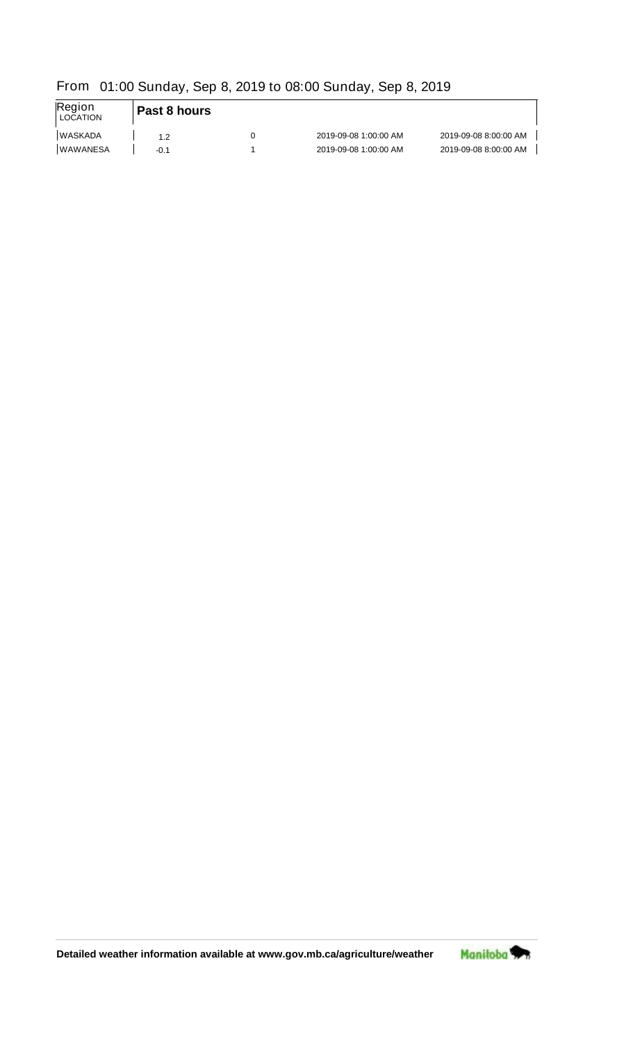From 01:00 Sunday, Sep 8, 2019 to 08:00 Sunday, Sep 8, 2019

| Region LOCATION | Past 8 hours | | | |
|---|---|---|---|---|
| WASKADA | 1.2 | 0 | 2019-09-08 1:00:00 AM | 2019-09-08 8:00:00 AM |
| WAWANESA | -0.1 | 1 | 2019-09-08 1:00:00 AM | 2019-09-08 8:00:00 AM |

**Detailed weather information available at www.gov.mb.ca/agriculture/weather**

Manitoba